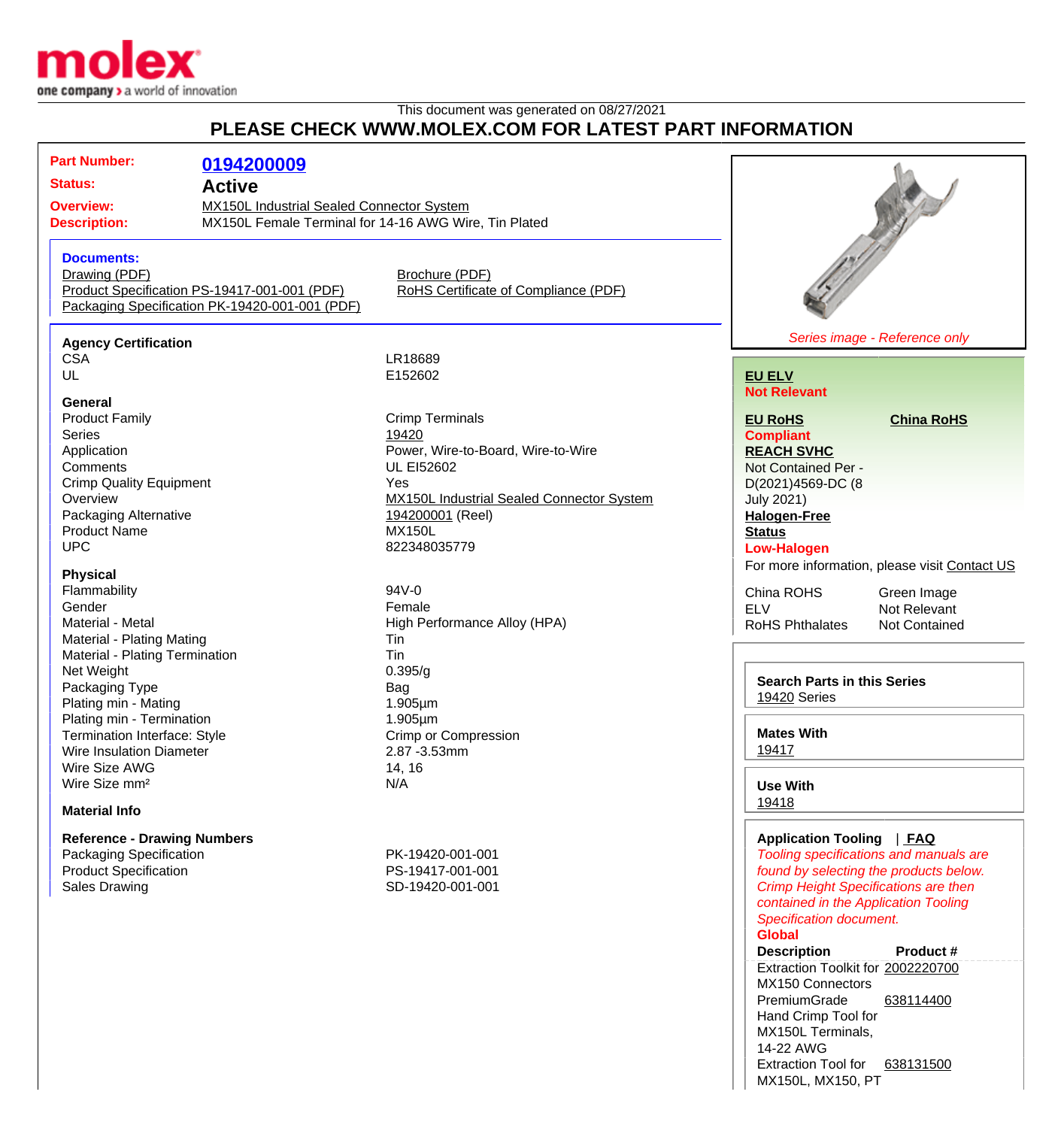This document was generated on 08/27/2021

# PLEASE CHECK WWW.MOLEX.COM FOR LATEST PART INFORMATION

| | |
|---|---|
| **Part Number:** | **0194200009** |
| **Status:** | **Active** |
| **Overview:** | MX150L Industrial Sealed Connector System |
| **Description:** | MX150L Female Terminal for 14-16 AWG Wire, Tin Plated |

**Documents:**

- Drawing (PDF)
- Product Specification PS-19417-001-001 (PDF)
- Packaging Specification PK-19420-001-001 (PDF)
- Brochure (PDF)
- RoHS Certificate of Compliance (PDF)

### Agency Certification

| | |
|---|---|
| CSA | LR18689 |
| UL | E152602 |

### General

| | |
|---|---|
| Product Family | Crimp Terminals |
| Series | 19420 |
| Application | Power, Wire-to-Board, Wire-to-Wire |
| Comments | UL EI52602 |
| Crimp Quality Equipment | Yes |
| Overview | MX150L Industrial Sealed Connector System |
| Packaging Alternative | 194200001 (Reel) |
| Product Name | MX150L |
| UPC | 822348035779 |

### Physical

| | |
|---|---|
| Flammability | 94V-0 |
| Gender | Female |
| Material - Metal | High Performance Alloy (HPA) |
| Material - Plating Mating | Tin |
| Material - Plating Termination | Tin |
| Net Weight | 0.395/g |
| Packaging Type | Bag |
| Plating min - Mating | 1.905µm |
| Plating min - Termination | 1.905µm |
| Termination Interface: Style | Crimp or Compression |
| Wire Insulation Diameter | 2.87 -3.53mm |
| Wire Size AWG | 14, 16 |
| Wire Size mm² | N/A |

### Material Info

### Reference - Drawing Numbers

| | |
|---|---|
| Packaging Specification | PK-19420-001-001 |
| Product Specification | PS-19417-001-001 |
| Sales Drawing | SD-19420-001-001 |

*Series image - Reference only*

**EU ELV**
**Not Relevant**

**EU RoHS**
**Compliant**

**China RoHS**

**REACH SVHC**
Not Contained Per - D(2021)4569-DC (8 July 2021)

**Halogen-Free Status**
**Low-Halogen**

For more information, please visit Contact US

| | |
|---|---|
| China ROHS | Green Image |
| ELV | Not Relevant |
| RoHS Phthalates | Not Contained |

**Search Parts in this Series**
19420 Series

**Mates With**
19417

**Use With**
19418

**Application Tooling** | **FAQ**

*Tooling specifications and manuals are found by selecting the products below. Crimp Height Specifications are then contained in the Application Tooling Specification document.*

**Global**

| Description | Product # |
|---|---|
| Extraction Toolkit for MX150 Connectors | 2002220700 |
| PremiumGrade Hand Crimp Tool for MX150L Terminals, 14-22 AWG | 638114400 |
| Extraction Tool for MX150L, MX150, PT | 638131500 |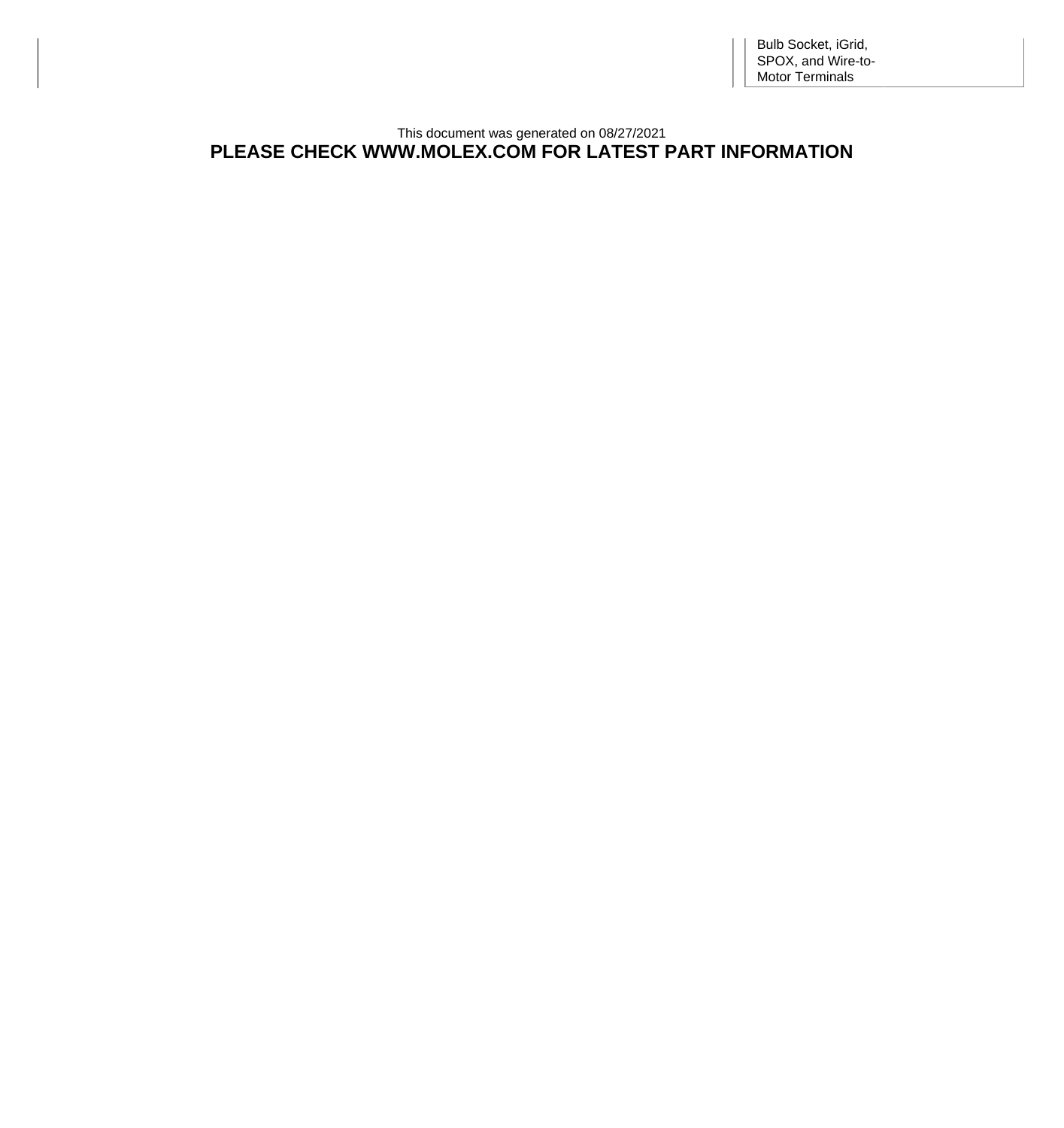Bulb Socket, iGrid, SPOX, and Wire-to-Motor Terminals

This document was generated on 08/27/2021

**PLEASE CHECK WWW.MOLEX.COM FOR LATEST PART INFORMATION**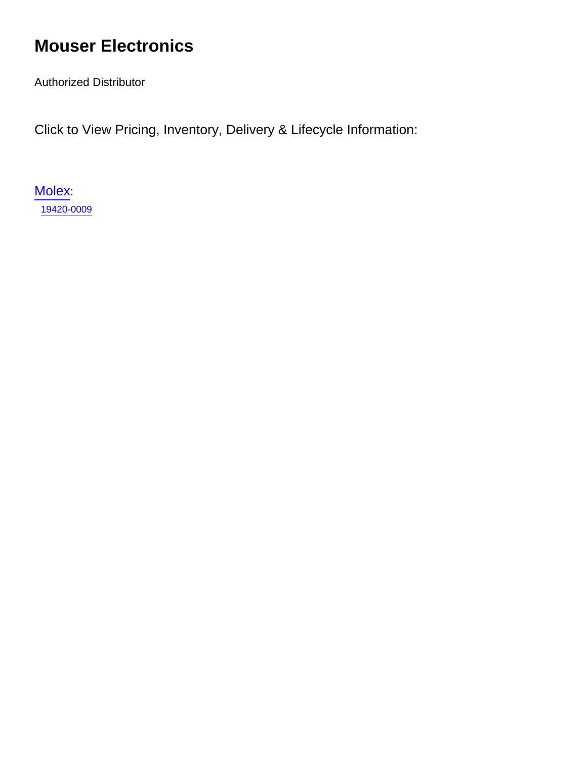# Mouser Electronics

Authorized Distributor

Click to View Pricing, Inventory, Delivery & Lifecycle Information:

Molex:

19420-0009